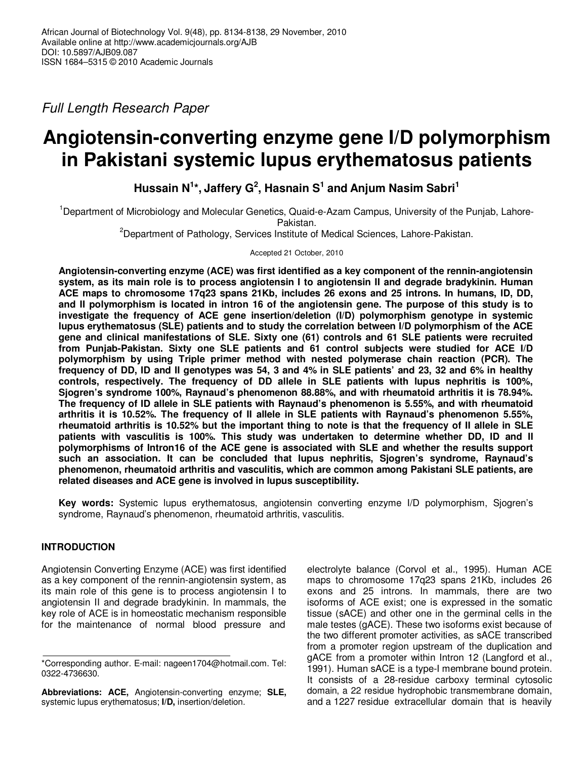African Journal of Biotechnology Vol. 9(48), pp. 8134-8138, 29 November, 2010
Available online at http://www.academicjournals.org/AJB
DOI: 10.5897/AJB09.087
ISSN 1684–5315 © 2010 Academic Journals

*Full Length Research Paper*

# Angiotensin-converting enzyme gene I/D polymorphism in Pakistani systemic lupus erythematosus patients

**Hussain N[1]*, Jaffery G[2], Hasnain S[1] and Anjum Nasim Sabri[1]**

[1]Department of Microbiology and Molecular Genetics, Quaid-e-Azam Campus, University of the Punjab, Lahore-Pakistan.

[2]Department of Pathology, Services Institute of Medical Sciences, Lahore-Pakistan.

Accepted 21 October, 2010

**Angiotensin-converting enzyme (ACE) was first identified as a key component of the rennin-angiotensin system, as its main role is to process angiotensin I to angiotensin II and degrade bradykinin. Human ACE maps to chromosome 17q23 spans 21Kb, includes 26 exons and 25 introns. In humans, ID, DD, and II polymorphism is located in intron 16 of the angiotensin gene. The purpose of this study is to investigate the frequency of ACE gene insertion/deletion (I/D) polymorphism genotype in systemic lupus erythematosus (SLE) patients and to study the correlation between I/D polymorphism of the ACE gene and clinical manifestations of SLE. Sixty one (61) controls and 61 SLE patients were recruited from Punjab-Pakistan. Sixty one SLE patients and 61 control subjects were studied for ACE I/D polymorphism by using Triple primer method with nested polymerase chain reaction (PCR). The frequency of DD, ID and II genotypes was 54, 3 and 4% in SLE patients' and 23, 32 and 6% in healthy controls, respectively. The frequency of DD allele in SLE patients with lupus nephritis is 100%, Sjogren's syndrome 100%, Raynaud's phenomenon 88.88%, and with rheumatoid arthritis it is 78.94%. The frequency of ID allele in SLE patients with Raynaud's phenomenon is 5.55%, and with rheumatoid arthritis it is 10.52%. The frequency of II allele in SLE patients with Raynaud's phenomenon 5.55%, rheumatoid arthritis is 10.52% but the important thing to note is that the frequency of II allele in SLE patients with vasculitis is 100%. This study was undertaken to determine whether DD, ID and II polymorphisms of Intron16 of the ACE gene is associated with SLE and whether the results support such an association. It can be concluded that lupus nephritis, Sjogren's syndrome, Raynaud's phenomenon, rheumatoid arthritis and vasculitis, which are common among Pakistani SLE patients, are related diseases and ACE gene is involved in lupus susceptibility.**

**Key words:** Systemic lupus erythematosus, angiotensin converting enzyme I/D polymorphism, Sjogren's syndrome, Raynaud's phenomenon, rheumatoid arthritis, vasculitis.

## INTRODUCTION

Angiotensin Converting Enzyme (ACE) was first identified as a key component of the rennin-angiotensin system, as its main role of this gene is to process angiotensin I to angiotensin II and degrade bradykinin. In mammals, the key role of ACE is in homeostatic mechanism responsible for the maintenance of normal blood pressure and electrolyte balance (Corvol et al., 1995). Human ACE maps to chromosome 17q23 spans 21Kb, includes 26 exons and 25 introns. In mammals, there are two isoforms of ACE exist; one is expressed in the somatic tissue (sACE) and other one in the germinal cells in the male testes (gACE). These two isoforms exist because of the two different promoter activities, as sACE transcribed from a promoter region upstream of the duplication and gACE from a promoter within Intron 12 (Langford et al., 1991). Human sACE is a type-I membrane bound protein. It consists of a 28-residue carboxy terminal cytosolic domain, a 22 residue hydrophobic transmembrane domain, and a 1227 residue extracellular domain that is heavily

*Corresponding author. E-mail: nageen1704@hotmail.com. Tel: 0322-4736630.

**Abbreviations: ACE,** Angiotensin-converting enzyme; **SLE,** systemic lupus erythematosus; **I/D,** insertion/deletion.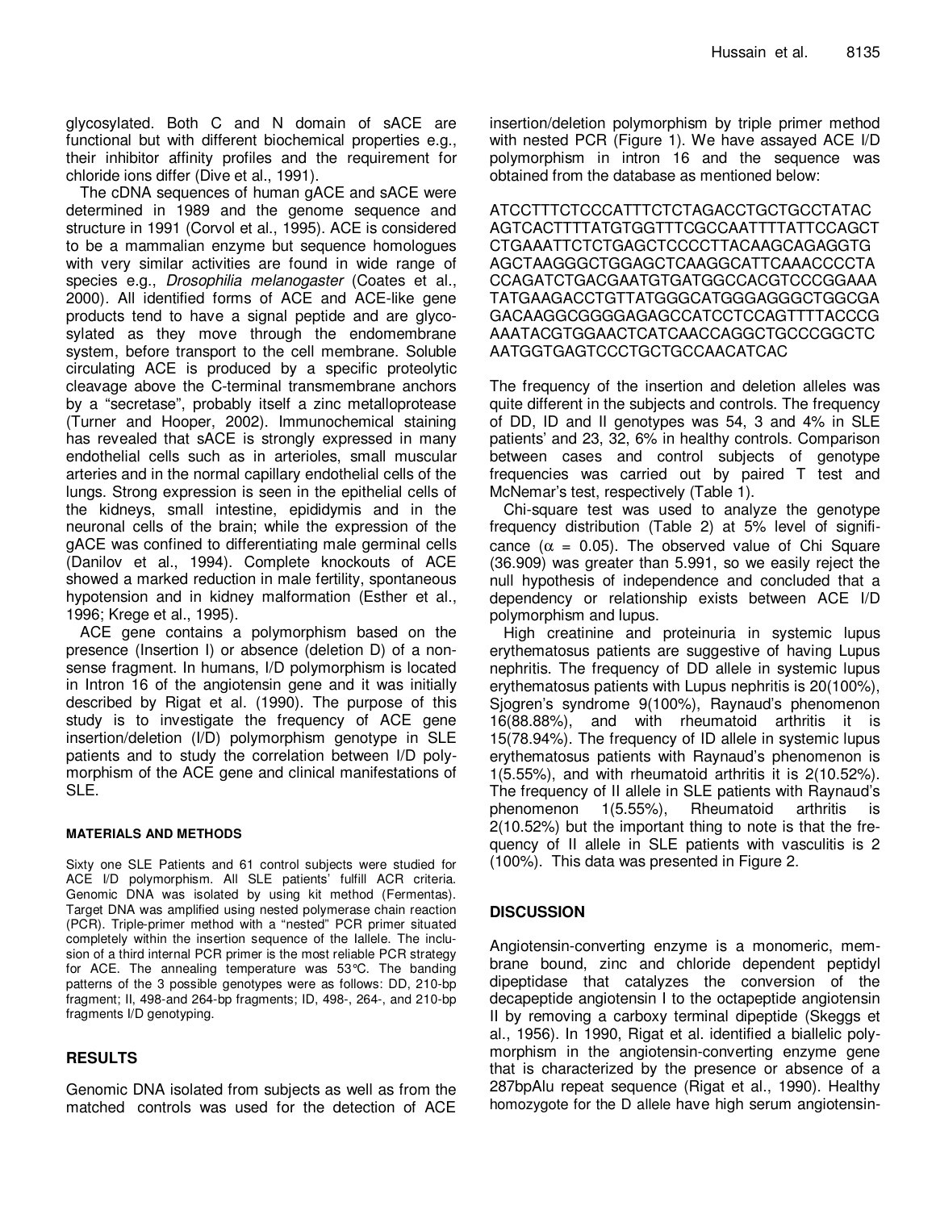glycosylated. Both C and N domain of sACE are functional but with different biochemical properties e.g., their inhibitor affinity profiles and the requirement for chloride ions differ (Dive et al., 1991).

The cDNA sequences of human gACE and sACE were determined in 1989 and the genome sequence and structure in 1991 (Corvol et al., 1995). ACE is considered to be a mammalian enzyme but sequence homologues with very similar activities are found in wide range of species e.g., *Drosophilia melanogaster* (Coates et al., 2000). All identified forms of ACE and ACE-like gene products tend to have a signal peptide and are glycosylated as they move through the endomembrane system, before transport to the cell membrane. Soluble circulating ACE is produced by a specific proteolytic cleavage above the C-terminal transmembrane anchors by a "secretase", probably itself a zinc metalloprotease (Turner and Hooper, 2002). Immunochemical staining has revealed that sACE is strongly expressed in many endothelial cells such as in arterioles, small muscular arteries and in the normal capillary endothelial cells of the lungs. Strong expression is seen in the epithelial cells of the kidneys, small intestine, epididymis and in the neuronal cells of the brain; while the expression of the gACE was confined to differentiating male germinal cells (Danilov et al., 1994). Complete knockouts of ACE showed a marked reduction in male fertility, spontaneous hypotension and in kidney malformation (Esther et al., 1996; Krege et al., 1995).

ACE gene contains a polymorphism based on the presence (Insertion I) or absence (deletion D) of a nonsense fragment. In humans, I/D polymorphism is located in Intron 16 of the angiotensin gene and it was initially described by Rigat et al. (1990). The purpose of this study is to investigate the frequency of ACE gene insertion/deletion (I/D) polymorphism genotype in SLE patients and to study the correlation between I/D polymorphism of the ACE gene and clinical manifestations of SLE.

## MATERIALS AND METHODS

Sixty one SLE Patients and 61 control subjects were studied for ACE I/D polymorphism. All SLE patients' fulfill ACR criteria. Genomic DNA was isolated by using kit method (Fermentas). Target DNA was amplified using nested polymerase chain reaction (PCR). Triple-primer method with a "nested" PCR primer situated completely within the insertion sequence of the Iallele. The inclusion of a third internal PCR primer is the most reliable PCR strategy for ACE. The annealing temperature was 53°C. The banding patterns of the 3 possible genotypes were as follows: DD, 210-bp fragment; II, 498-and 264-bp fragments; ID, 498-, 264-, and 210-bp fragments I/D genotyping.

## RESULTS

Genomic DNA isolated from subjects as well as from the matched controls was used for the detection of ACE insertion/deletion polymorphism by triple primer method with nested PCR (Figure 1). We have assayed ACE I/D polymorphism in intron 16 and the sequence was obtained from the database as mentioned below:

```
ATCCTTTCTCCCATTTCTCTAGACCTGCTGCCTATAC
AGTCACTTTTATGTGGTTTCGCCAATTTTATTCCAGCT
CTGAAATTCTCTGAGCTCCCCTTACAAGCAGAGGTG
AGCTAAGGGCTGGAGCTCAAGGCATTCAAACCCCTA
CCAGATCTGACGAATGTGATGGCCACGTCCCGGAAA
TATGAAGACCTGTTATGGGCATGGGAGGGCTGGCGA
GACAAGGCGGGGAGAGCCATCCTCCAGTTTTACCCG
AAATACGTGGAACTCATCAACCAGGCTGCCCGGCTC
AATGGTGAGTCCCTGCTGCCAACATCAC
```

The frequency of the insertion and deletion alleles was quite different in the subjects and controls. The frequency of DD, ID and II genotypes was 54, 3 and 4% in SLE patients' and 23, 32, 6% in healthy controls. Comparison between cases and control subjects of genotype frequencies was carried out by paired T test and McNemar's test, respectively (Table 1).

Chi-square test was used to analyze the genotype frequency distribution (Table 2) at 5% level of significance ($\alpha$ = 0.05). The observed value of Chi Square (36.909) was greater than 5.991, so we easily reject the null hypothesis of independence and concluded that a dependency or relationship exists between ACE I/D polymorphism and lupus.

High creatinine and proteinuria in systemic lupus erythematosus patients are suggestive of having Lupus nephritis. The frequency of DD allele in systemic lupus erythematosus patients with Lupus nephritis is 20(100%), Sjogren's syndrome 9(100%), Raynaud's phenomenon 16(88.88%), and with rheumatoid arthritis it is 15(78.94%). The frequency of ID allele in systemic lupus erythematosus patients with Raynaud's phenomenon is 1(5.55%), and with rheumatoid arthritis it is 2(10.52%). The frequency of II allele in SLE patients with Raynaud's phenomenon 1(5.55%), Rheumatoid arthritis is 2(10.52%) but the important thing to note is that the frequency of II allele in SLE patients with vasculitis is 2 (100%). This data was presented in Figure 2.

## DISCUSSION

Angiotensin-converting enzyme is a monomeric, membrane bound, zinc and chloride dependent peptidyl dipeptidase that catalyzes the conversion of the decapeptide angiotensin I to the octapeptide angiotensin II by removing a carboxy terminal dipeptide (Skeggs et al., 1956). In 1990, Rigat et al. identified a biallelic polymorphism in the angiotensin-converting enzyme gene that is characterized by the presence or absence of a 287bpAlu repeat sequence (Rigat et al., 1990). Healthy homozygote for the D allele have high serum angiotensin-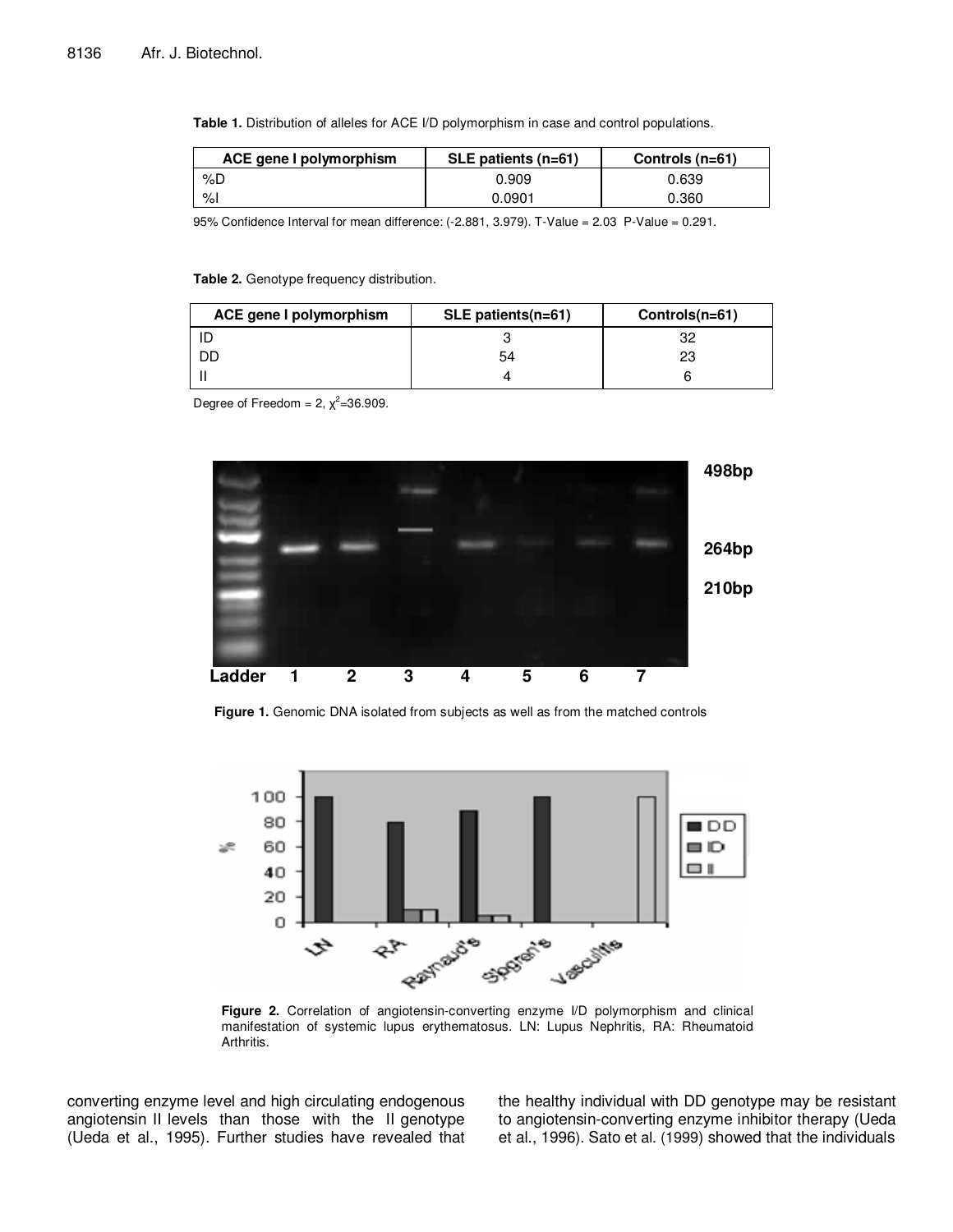**Table 1.** Distribution of alleles for ACE I/D polymorphism in case and control populations.

| ACE gene I polymorphism | SLE patients (n=61) | Controls (n=61) |
|---|---|---|
| %D | 0.909 | 0.639 |
| %I | 0.0901 | 0.360 |

95% Confidence Interval for mean difference: (-2.881, 3.979). T-Value = 2.03 P-Value = 0.291.

**Table 2.** Genotype frequency distribution.

| ACE gene I polymorphism | SLE patients(n=61) | Controls(n=61) |
|---|---|---|
| ID | 3 | 32 |
| DD | 54 | 23 |
| II | 4 | 6 |

Degree of Freedom = 2, $\chi^2$=36.909.

**Figure 1.** Genomic DNA isolated from subjects as well as from the matched controls

**Figure 2.** Correlation of angiotensin-converting enzyme I/D polymorphism and clinical manifestation of systemic lupus erythematosus. LN: Lupus Nephritis, RA: Rheumatoid Arthritis.

converting enzyme level and high circulating endogenous angiotensin II levels than those with the II genotype (Ueda et al., 1995). Further studies have revealed that the healthy individual with DD genotype may be resistant to angiotensin-converting enzyme inhibitor therapy (Ueda et al., 1996). Sato et al. (1999) showed that the individuals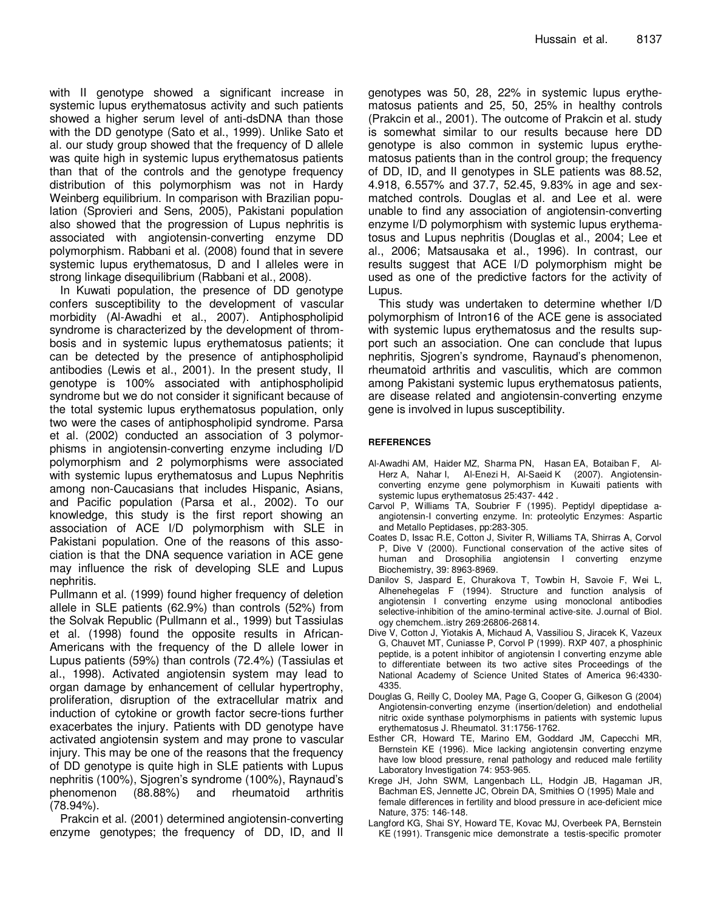with II genotype showed a significant increase in systemic lupus erythematosus activity and such patients showed a higher serum level of anti-dsDNA than those with the DD genotype (Sato et al., 1999). Unlike Sato et al. our study group showed that the frequency of D allele was quite high in systemic lupus erythematosus patients than that of the controls and the genotype frequency distribution of this polymorphism was not in Hardy Weinberg equilibrium. In comparison with Brazilian population (Sprovieri and Sens, 2005), Pakistani population also showed that the progression of Lupus nephritis is associated with angiotensin-converting enzyme DD polymorphism. Rabbani et al. (2008) found that in severe systemic lupus erythematosus, D and I alleles were in strong linkage disequilibrium (Rabbani et al., 2008).

In Kuwati population, the presence of DD genotype confers susceptibility to the development of vascular morbidity (Al-Awadhi et al., 2007). Antiphospholipid syndrome is characterized by the development of thrombosis and in systemic lupus erythematosus patients; it can be detected by the presence of antiphospholipid antibodies (Lewis et al., 2001). In the present study, II genotype is 100% associated with antiphospholipid syndrome but we do not consider it significant because of the total systemic lupus erythematosus population, only two were the cases of antiphospholipid syndrome. Parsa et al. (2002) conducted an association of 3 polymorphisms in angiotensin-converting enzyme including I/D polymorphism and 2 polymorphisms were associated with systemic lupus erythematosus and Lupus Nephritis among non-Caucasians that includes Hispanic, Asians, and Pacific population (Parsa et al., 2002). To our knowledge, this study is the first report showing an association of ACE I/D polymorphism with SLE in Pakistani population. One of the reasons of this association is that the DNA sequence variation in ACE gene may influence the risk of developing SLE and Lupus nephritis.

Pullmann et al. (1999) found higher frequency of deletion allele in SLE patients (62.9%) than controls (52%) from the Solvak Republic (Pullmann et al., 1999) but Tassiulas et al. (1998) found the opposite results in African-Americans with the frequency of the D allele lower in Lupus patients (59%) than controls (72.4%) (Tassiulas et al., 1998). Activated angiotensin system may lead to organ damage by enhancement of cellular hypertrophy, proliferation, disruption of the extracellular matrix and induction of cytokine or growth factor secre-tions further exacerbates the injury. Patients with DD genotype have activated angiotensin system and may prone to vascular injury. This may be one of the reasons that the frequency of DD genotype is quite high in SLE patients with Lupus nephritis (100%), Sjogren's syndrome (100%), Raynaud's phenomenon (88.88%) and rheumatoid arthritis (78.94%).

Prakcin et al. (2001) determined angiotensin-converting enzyme genotypes; the frequency of DD, ID, and II genotypes was 50, 28, 22% in systemic lupus erythematosus patients and 25, 50, 25% in healthy controls (Prakcin et al., 2001). The outcome of Prakcin et al. study is somewhat similar to our results because here DD genotype is also common in systemic lupus erythematosus patients than in the control group; the frequency of DD, ID, and II genotypes in SLE patients was 88.52, 4.918, 6.557% and 37.7, 52.45, 9.83% in age and sex-matched controls. Douglas et al. and Lee et al. were unable to find any association of angiotensin-converting enzyme I/D polymorphism with systemic lupus erythematosus and Lupus nephritis (Douglas et al., 2004; Lee et al., 2006; Matsausaka et al., 1996). In contrast, our results suggest that ACE I/D polymorphism might be used as one of the predictive factors for the activity of Lupus.

This study was undertaken to determine whether I/D polymorphism of Intron16 of the ACE gene is associated with systemic lupus erythematosus and the results support such an association. One can conclude that lupus nephritis, Sjogren's syndrome, Raynaud's phenomenon, rheumatoid arthritis and vasculitis, which are common among Pakistani systemic lupus erythematosus patients, are disease related and angiotensin-converting enzyme gene is involved in lupus susceptibility.

## REFERENCES

Al-Awadhi AM, Haider MZ, Sharma PN, Hasan EA, Botaiban F, Al-Herz A, Nahar I, Al-Enezi H, Al-Saeid K (2007). Angiotensin-converting enzyme gene polymorphism in Kuwaiti patients with systemic lupus erythematosus 25:437- 442 .

Carvol P, Williams TA, Soubrier F (1995). Peptidyl dipeptidase a-angiotensin-I converting enzyme. In: proteolytic Enzymes: Aspartic and Metallo Peptidases, pp:283-305.

Coates D, Issac R.E, Cotton J, Siviter R, Williams TA, Shirras A, Corvol P, Dive V (2000). Functional conservation of the active sites of human and Drosophilia angiotensin I converting enzyme Biochemistry, 39: 8963-8969.

Danilov S, Jaspard E, Churakova T, Towbin H, Savoie F, Wei L, Alhenehegelas F (1994). Structure and function analysis of angiotensin I converting enzyme using monoclonal antibodies selective-inhibition of the amino-terminal active-site. J.ournal of Biol. ogy chemchem..istry 269:26806-26814.

Dive V, Cotton J, Yiotakis A, Michaud A, Vassiliou S, Jiracek K, Vazeux G, Chauvet MT, Cuniasse P, Corvol P (1999). RXP 407, a phosphinic peptide, is a potent inhibitor of angiotensin I converting enzyme able to differentiate between its two active sites Proceedings of the National Academy of Science United States of America 96:4330-4335.

Douglas G, Reilly C, Dooley MA, Page G, Cooper G, Gilkeson G (2004) Angiotensin-converting enzyme (insertion/deletion) and endothelial nitric oxide synthase polymorphisms in patients with systemic lupus erythematosus J. Rheumatol. 31:1756-1762.

Esther CR, Howard TE, Marino EM, Goddard JM, Capecchi MR, Bernstein KE (1996). Mice lacking angiotensin converting enzyme have low blood pressure, renal pathology and reduced male fertility Laboratory Investigation 74: 953-965.

Krege JH, John SWM, Langenbach LL, Hodgin JB, Hagaman JR, Bachman ES, Jennette JC, Obrein DA, Smithies O (1995) Male and female differences in fertility and blood pressure in ace-deficient mice Nature, 375: 146-148.

Langford KG, Shai SY, Howard TE, Kovac MJ, Overbeek PA, Bernstein KE (1991). Transgenic mice demonstrate a testis-specific promoter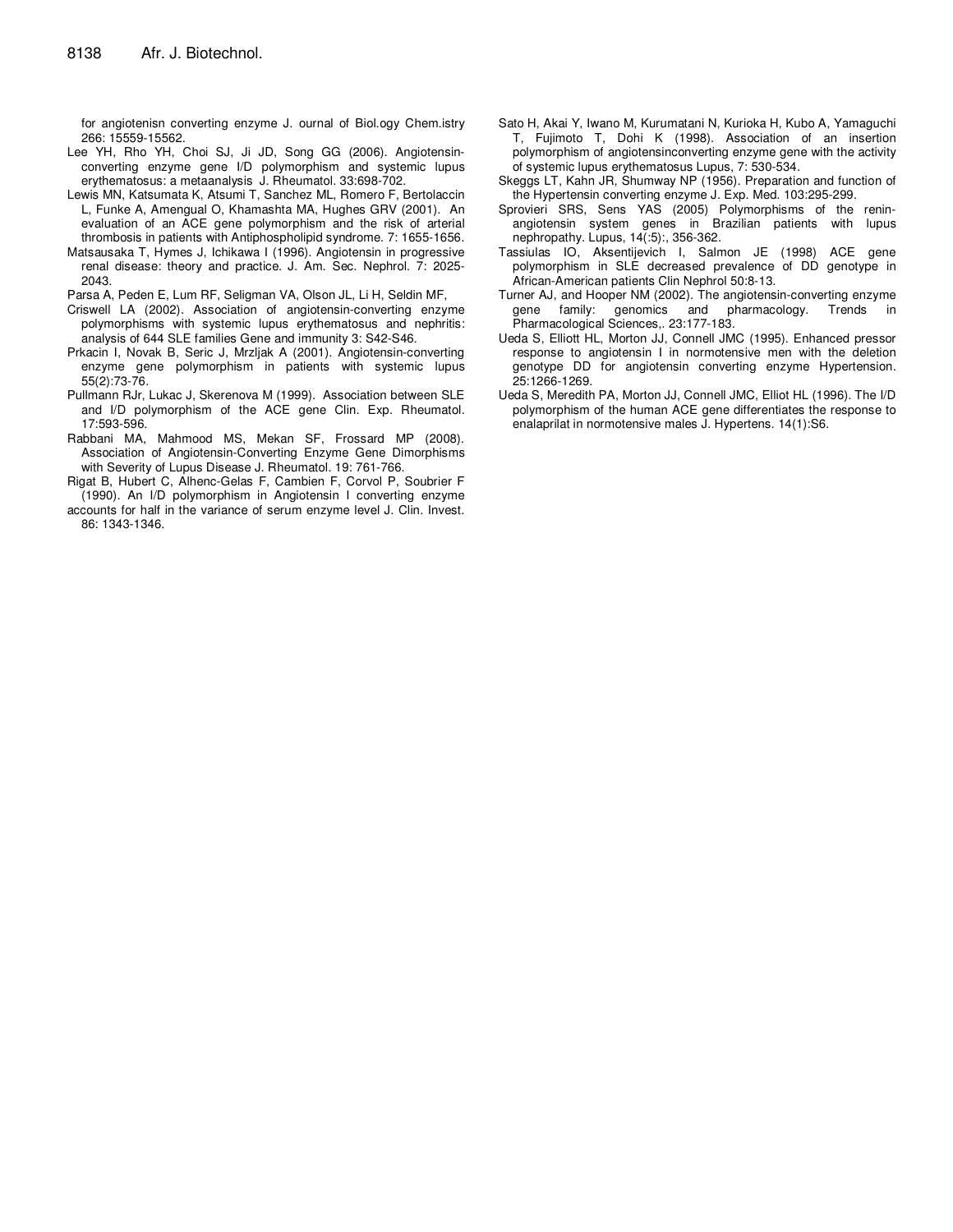for angiotenisn converting enzyme J. ournal of Biol.ogy Chem.istry 266: 15559-15562.

Lee YH, Rho YH, Choi SJ, Ji JD, Song GG (2006). Angiotensin-converting enzyme gene I/D polymorphism and systemic lupus erythematosus: a metaanalysis J. Rheumatol. 33:698-702.

Lewis MN, Katsumata K, Atsumi T, Sanchez ML, Romero F, Bertolaccin L, Funke A, Amengual O, Khamashta MA, Hughes GRV (2001). An evaluation of an ACE gene polymorphism and the risk of arterial thrombosis in patients with Antiphospholipid syndrome. 7: 1655-1656.

Matsausaka T, Hymes J, Ichikawa I (1996). Angiotensin in progressive renal disease: theory and practice. J. Am. Sec. Nephrol. 7: 2025-2043.

Parsa A, Peden E, Lum RF, Seligman VA, Olson JL, Li H, Seldin MF,

Criswell LA (2002). Association of angiotensin-converting enzyme polymorphisms with systemic lupus erythematosus and nephritis: analysis of 644 SLE families Gene and immunity 3: S42-S46.

Prkacin I, Novak B, Seric J, Mrzljak A (2001). Angiotensin-converting enzyme gene polymorphism in patients with systemic lupus 55(2):73-76.

Pullmann RJr, Lukac J, Skerenova M (1999). Association between SLE and I/D polymorphism of the ACE gene Clin. Exp. Rheumatol. 17:593-596.

Rabbani MA, Mahmood MS, Mekan SF, Frossard MP (2008). Association of Angiotensin-Converting Enzyme Gene Dimorphisms with Severity of Lupus Disease J. Rheumatol. 19: 761-766.

Rigat B, Hubert C, Alhenc-Gelas F, Cambien F, Corvol P, Soubrier F (1990). An I/D polymorphism in Angiotensin I converting enzyme accounts for half in the variance of serum enzyme level J. Clin. Invest. 86: 1343-1346.

Sato H, Akai Y, Iwano M, Kurumatani N, Kurioka H, Kubo A, Yamaguchi T, Fujimoto T, Dohi K (1998). Association of an insertion polymorphism of angiotensinconverting enzyme gene with the activity of systemic lupus erythematosus Lupus, 7: 530-534.

Skeggs LT, Kahn JR, Shumway NP (1956). Preparation and function of the Hypertensin converting enzyme J. Exp. Med. 103:295-299.

Sprovieri SRS, Sens YAS (2005) Polymorphisms of the renin-angiotensin system genes in Brazilian patients with lupus nephropathy. Lupus, 14(:5):, 356-362.

Tassiulas IO, Aksentijevich I, Salmon JE (1998) ACE gene polymorphism in SLE decreased prevalence of DD genotype in African-American patients Clin Nephrol 50:8-13.

Turner AJ, and Hooper NM (2002). The angiotensin-converting enzyme gene family: genomics and pharmacology. Trends in Pharmacological Sciences,. 23:177-183.

Ueda S, Elliott HL, Morton JJ, Connell JMC (1995). Enhanced pressor response to angiotensin I in normotensive men with the deletion genotype DD for angiotensin converting enzyme Hypertension. 25:1266-1269.

Ueda S, Meredith PA, Morton JJ, Connell JMC, Elliot HL (1996). The I/D polymorphism of the human ACE gene differentiates the response to enalaprilat in normotensive males J. Hypertens. 14(1):S6.